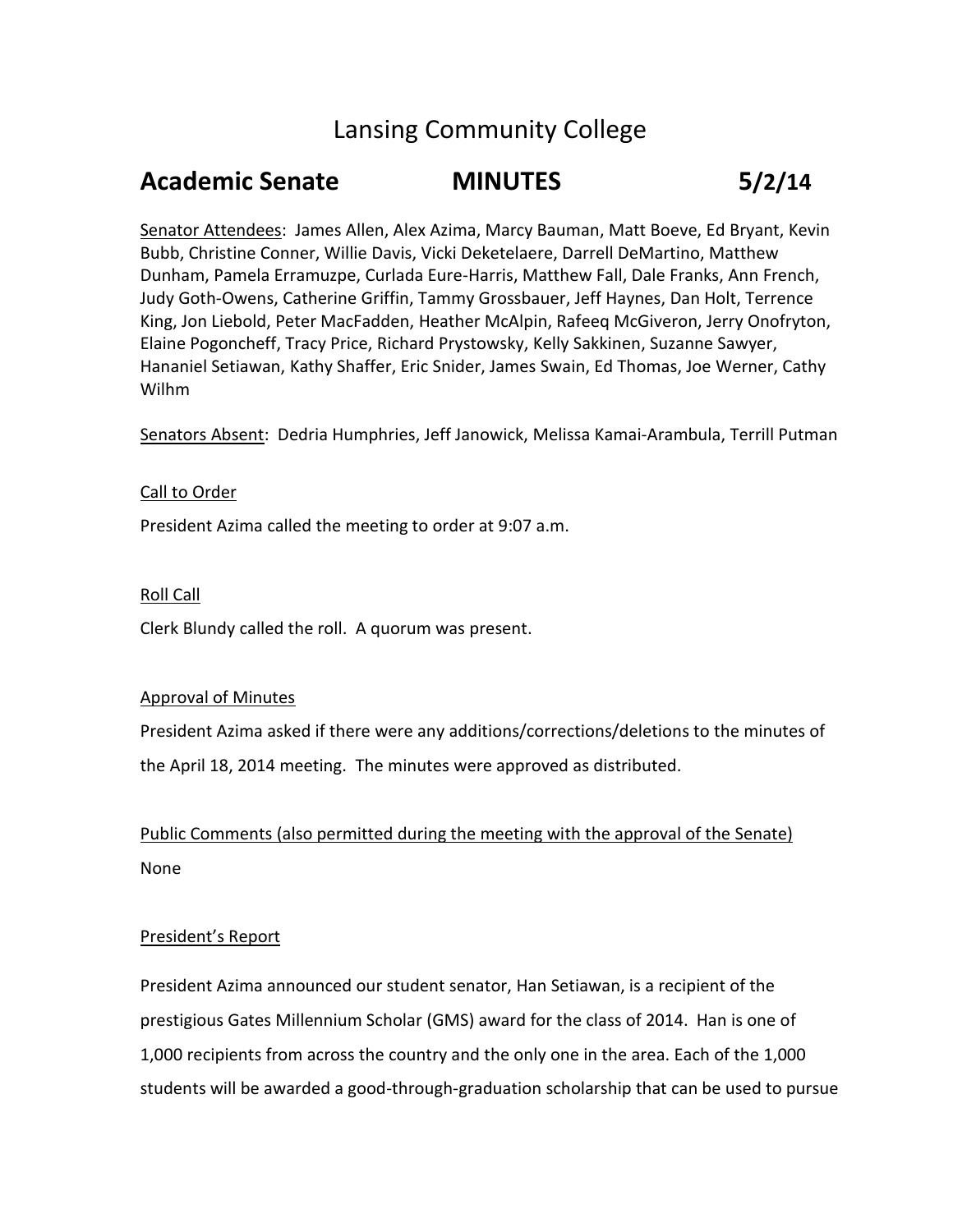# Lansing Community College

## Academic Senate MINUTES 5/2/14

Senator Attendees: James Allen, Alex Azima, Marcy Bauman, Matt Boeve, Ed Bryant, Kevin Bubb, Christine Conner, Willie Davis, Vicki Deketelaere, Darrell DeMartino, Matthew Dunham, Pamela Erramuzpe, Curlada Eure-Harris, Matthew Fall, Dale Franks, Ann French, Judy Goth-Owens, Catherine Griffin, Tammy Grossbauer, Jeff Haynes, Dan Holt, Terrence King, Jon Liebold, Peter MacFadden, Heather McAlpin, Rafeeq McGiveron, Jerry Onofryton, Elaine Pogoncheff, Tracy Price, Richard Prystowsky, Kelly Sakkinen, Suzanne Sawyer, Hananiel Setiawan, Kathy Shaffer, Eric Snider, James Swain, Ed Thomas, Joe Werner, Cathy Wilhm

Senators Absent: Dedria Humphries, Jeff Janowick, Melissa Kamai-Arambula, Terrill Putman

Call to Order

President Azima called the meeting to order at 9:07 a.m.

Roll Call

Clerk Blundy called the roll. A quorum was present.

Approval of Minutes

President Azima asked if there were any additions/corrections/deletions to the minutes of the April 18, 2014 meeting. The minutes were approved as distributed.

Public Comments (also permitted during the meeting with the approval of the Senate)

None

President's Report

President Azima announced our student senator, Han Setiawan, is a recipient of the prestigious Gates Millennium Scholar (GMS) award for the class of 2014. Han is one of 1,000 recipients from across the country and the only one in the area. Each of the 1,000 students will be awarded a good-through-graduation scholarship that can be used to pursue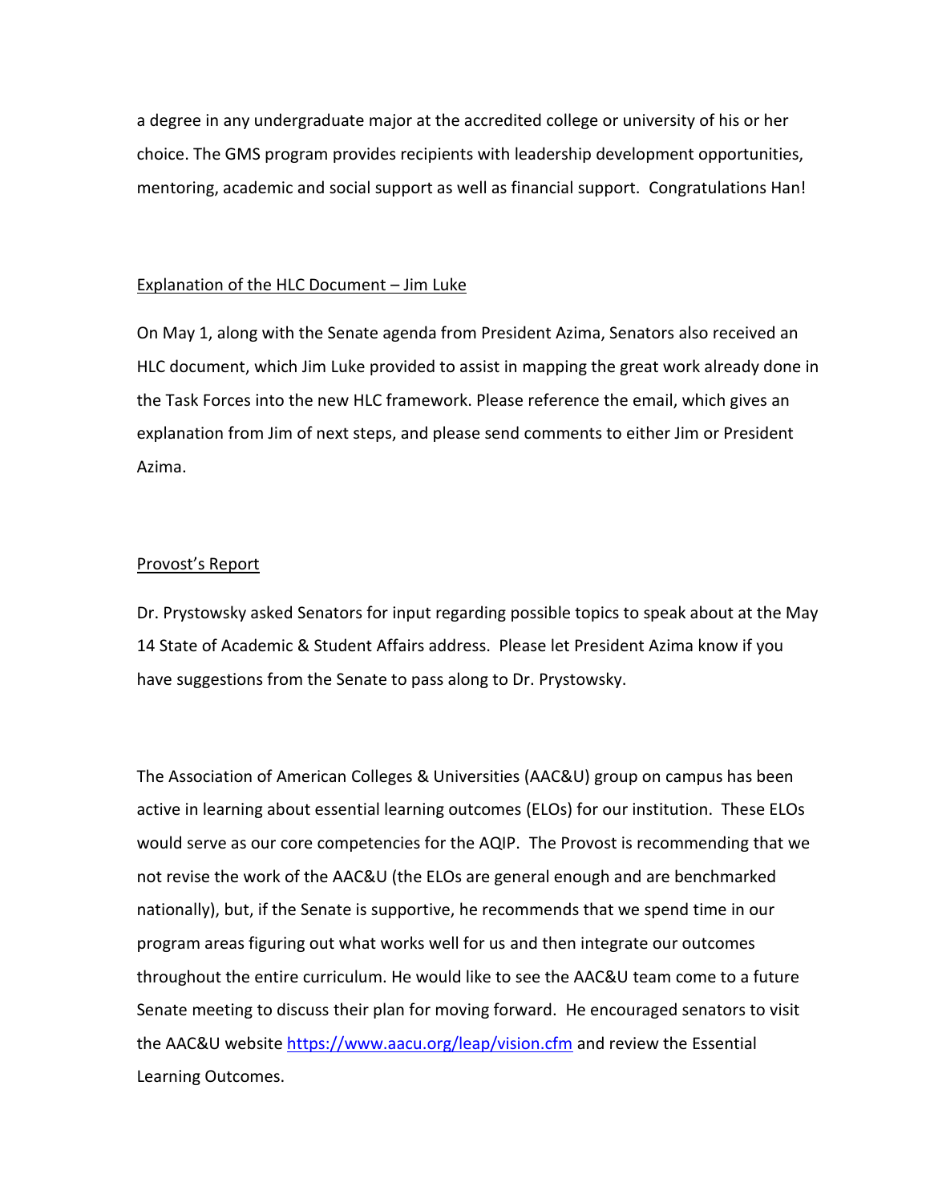a degree in any undergraduate major at the accredited college or university of his or her choice. The GMS program provides recipients with leadership development opportunities, mentoring, academic and social support as well as financial support. Congratulations Han!

Explanation of the HLC Document – Jim Luke

On May 1, along with the Senate agenda from President Azima, Senators also received an HLC document, which Jim Luke provided to assist in mapping the great work already done in the Task Forces into the new HLC framework. Please reference the email, which gives an explanation from Jim of next steps, and please send comments to either Jim or President Azima.

Provost's Report

Dr. Prystowsky asked Senators for input regarding possible topics to speak about at the May 14 State of Academic & Student Affairs address. Please let President Azima know if you have suggestions from the Senate to pass along to Dr. Prystowsky.

The Association of American Colleges & Universities (AAC&U) group on campus has been active in learning about essential learning outcomes (ELOs) for our institution. These ELOs would serve as our core competencies for the AQIP. The Provost is recommending that we not revise the work of the AAC&U (the ELOs are general enough and are benchmarked nationally), but, if the Senate is supportive, he recommends that we spend time in our program areas figuring out what works well for us and then integrate our outcomes throughout the entire curriculum. He would like to see the AAC&U team come to a future Senate meeting to discuss their plan for moving forward. He encouraged senators to visit the AAC&U website https://www.aacu.org/leap/vision.cfm and review the Essential Learning Outcomes.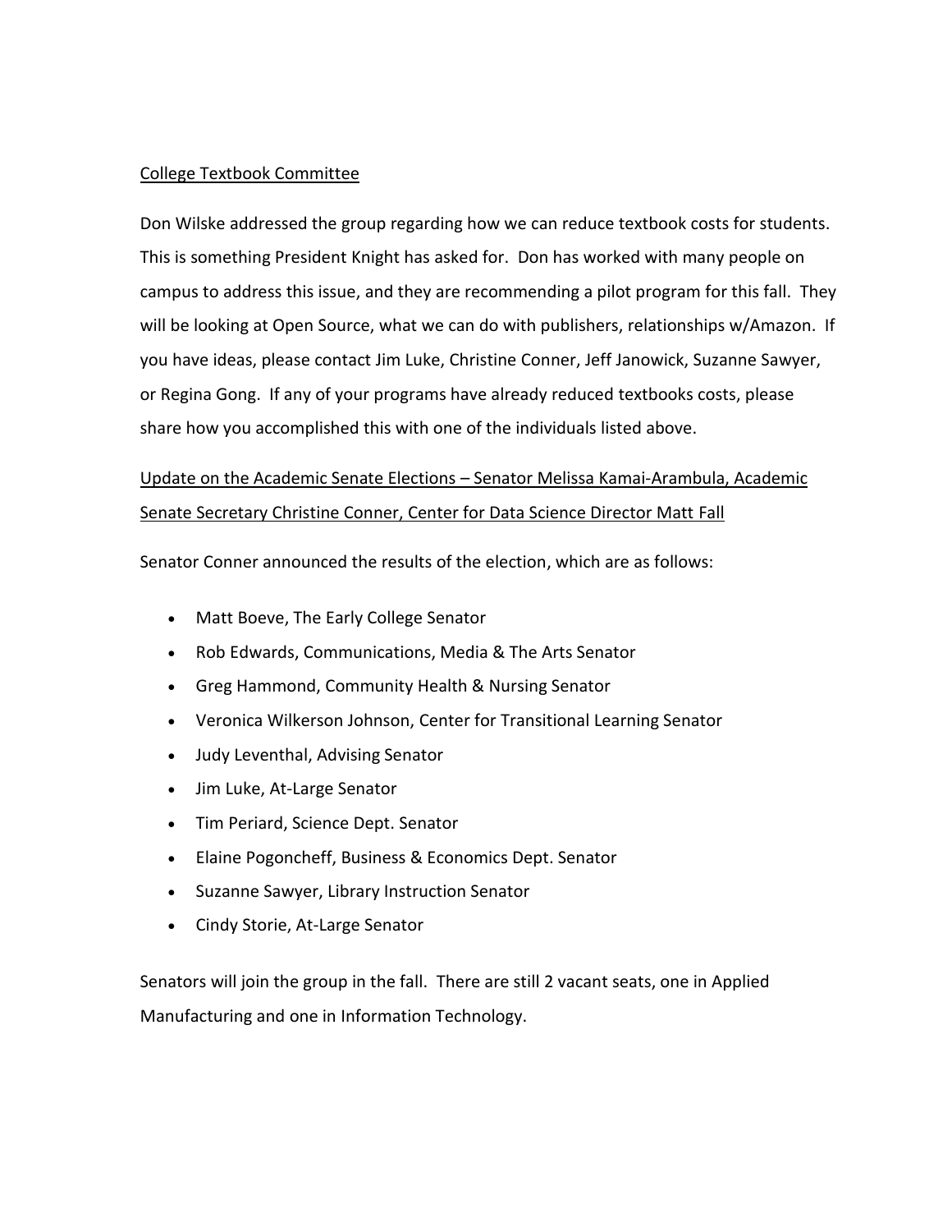<u>College Textbook Committee</u>

Don Wilske addressed the group regarding how we can reduce textbook costs for students. This is something President Knight has asked for. Don has worked with many people on campus to address this issue, and they are recommending a pilot program for this fall. They will be looking at Open Source, what we can do with publishers, relationships w/Amazon. If you have ideas, please contact Jim Luke, Christine Conner, Jeff Janowick, Suzanne Sawyer, or Regina Gong. If any of your programs have already reduced textbooks costs, please share how you accomplished this with one of the individuals listed above.

<u>Update on the Academic Senate Elections – Senator Melissa Kamai-Arambula, Academic Senate Secretary Christine Conner, Center for Data Science Director Matt Fall</u>

Senator Conner announced the results of the election, which are as follows:

- Matt Boeve, The Early College Senator
- Rob Edwards, Communications, Media & The Arts Senator
- Greg Hammond, Community Health & Nursing Senator
- Veronica Wilkerson Johnson, Center for Transitional Learning Senator
- Judy Leventhal, Advising Senator
- Jim Luke, At-Large Senator
- Tim Periard, Science Dept. Senator
- Elaine Pogoncheff, Business & Economics Dept. Senator
- Suzanne Sawyer, Library Instruction Senator
- Cindy Storie, At-Large Senator

Senators will join the group in the fall. There are still 2 vacant seats, one in Applied Manufacturing and one in Information Technology.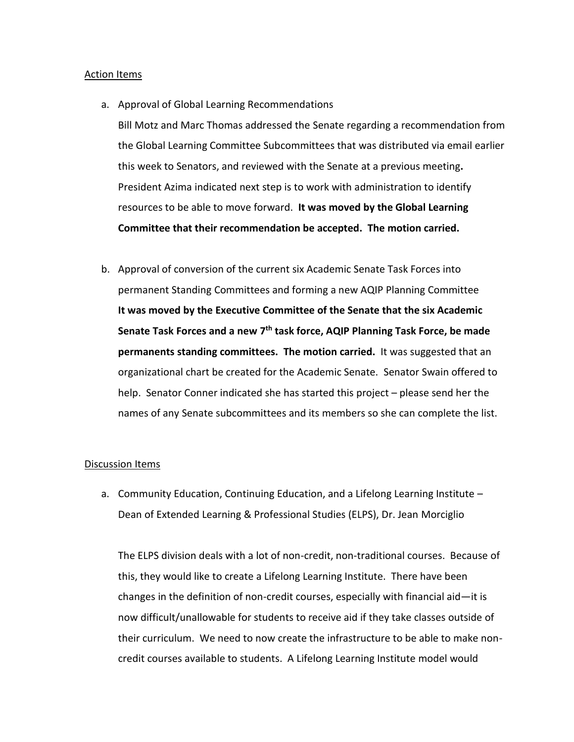<u>Action Items</u>

a. Approval of Global Learning Recommendations

   Bill Motz and Marc Thomas addressed the Senate regarding a recommendation from the Global Learning Committee Subcommittees that was distributed via email earlier this week to Senators, and reviewed with the Senate at a previous meeting**.** President Azima indicated next step is to work with administration to identify resources to be able to move forward. **It was moved by the Global Learning Committee that their recommendation be accepted. The motion carried.**

b. Approval of conversion of the current six Academic Senate Task Forces into permanent Standing Committees and forming a new AQIP Planning Committee

   **It was moved by the Executive Committee of the Senate that the six Academic Senate Task Forces and a new 7th task force, AQIP Planning Task Force, be made permanents standing committees. The motion carried.** It was suggested that an organizational chart be created for the Academic Senate. Senator Swain offered to help. Senator Conner indicated she has started this project – please send her the names of any Senate subcommittees and its members so she can complete the list.

<u>Discussion Items</u>

a. Community Education, Continuing Education, and a Lifelong Learning Institute – Dean of Extended Learning & Professional Studies (ELPS), Dr. Jean Morciglio

   The ELPS division deals with a lot of non-credit, non-traditional courses. Because of this, they would like to create a Lifelong Learning Institute. There have been changes in the definition of non-credit courses, especially with financial aid—it is now difficult/unallowable for students to receive aid if they take classes outside of their curriculum. We need to now create the infrastructure to be able to make non-credit courses available to students. A Lifelong Learning Institute model would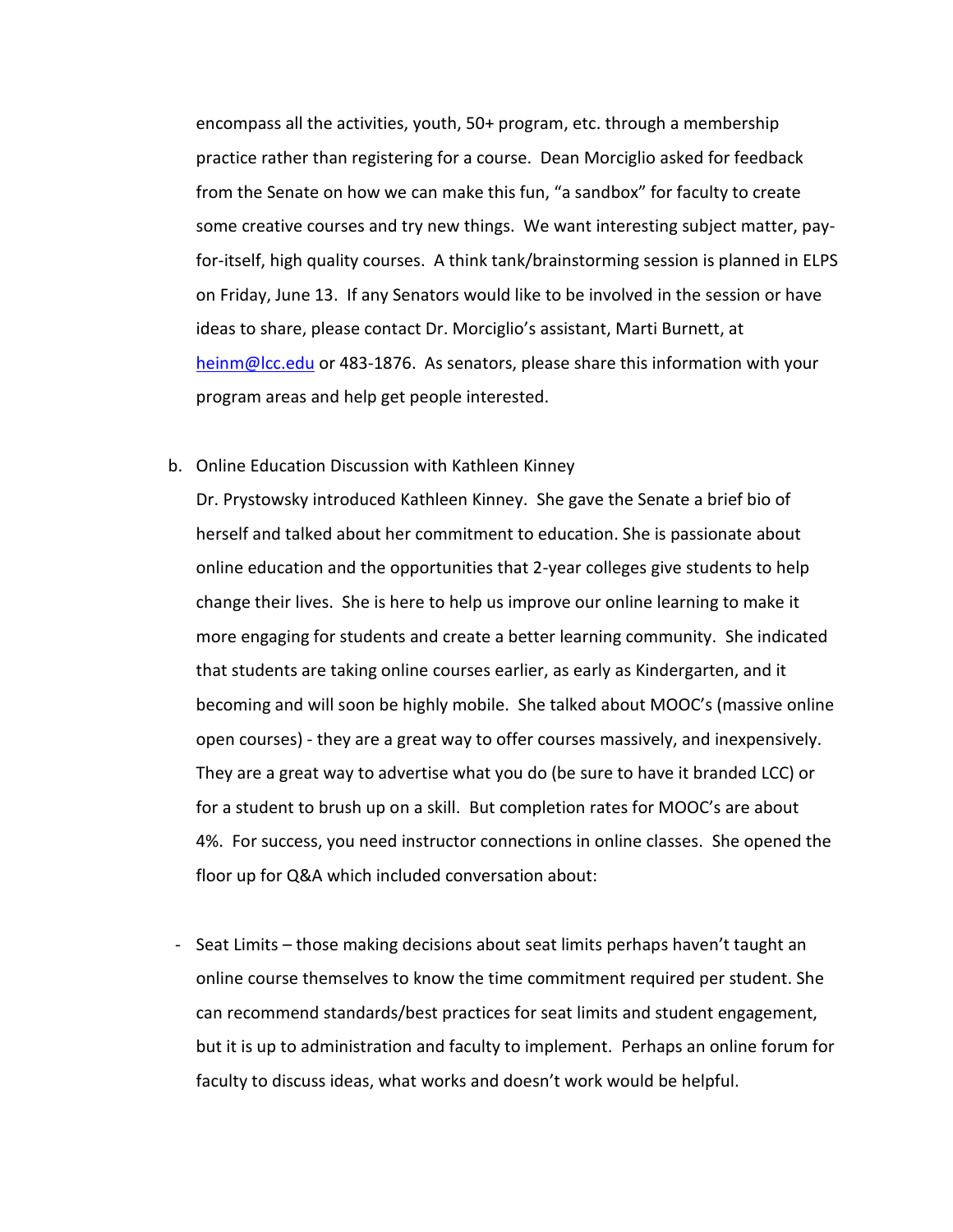encompass all the activities, youth, 50+ program, etc. through a membership practice rather than registering for a course. Dean Morciglio asked for feedback from the Senate on how we can make this fun, "a sandbox" for faculty to create some creative courses and try new things. We want interesting subject matter, pay-for-itself, high quality courses. A think tank/brainstorming session is planned in ELPS on Friday, June 13. If any Senators would like to be involved in the session or have ideas to share, please contact Dr. Morciglio's assistant, Marti Burnett, at heinm@lcc.edu or 483-1876. As senators, please share this information with your program areas and help get people interested.

b. Online Education Discussion with Kathleen Kinney

Dr. Prystowsky introduced Kathleen Kinney. She gave the Senate a brief bio of herself and talked about her commitment to education. She is passionate about online education and the opportunities that 2-year colleges give students to help change their lives. She is here to help us improve our online learning to make it more engaging for students and create a better learning community. She indicated that students are taking online courses earlier, as early as Kindergarten, and it becoming and will soon be highly mobile. She talked about MOOC's (massive online open courses) - they are a great way to offer courses massively, and inexpensively. They are a great way to advertise what you do (be sure to have it branded LCC) or for a student to brush up on a skill. But completion rates for MOOC's are about 4%. For success, you need instructor connections in online classes. She opened the floor up for Q&A which included conversation about:

- Seat Limits – those making decisions about seat limits perhaps haven't taught an online course themselves to know the time commitment required per student. She can recommend standards/best practices for seat limits and student engagement, but it is up to administration and faculty to implement. Perhaps an online forum for faculty to discuss ideas, what works and doesn't work would be helpful.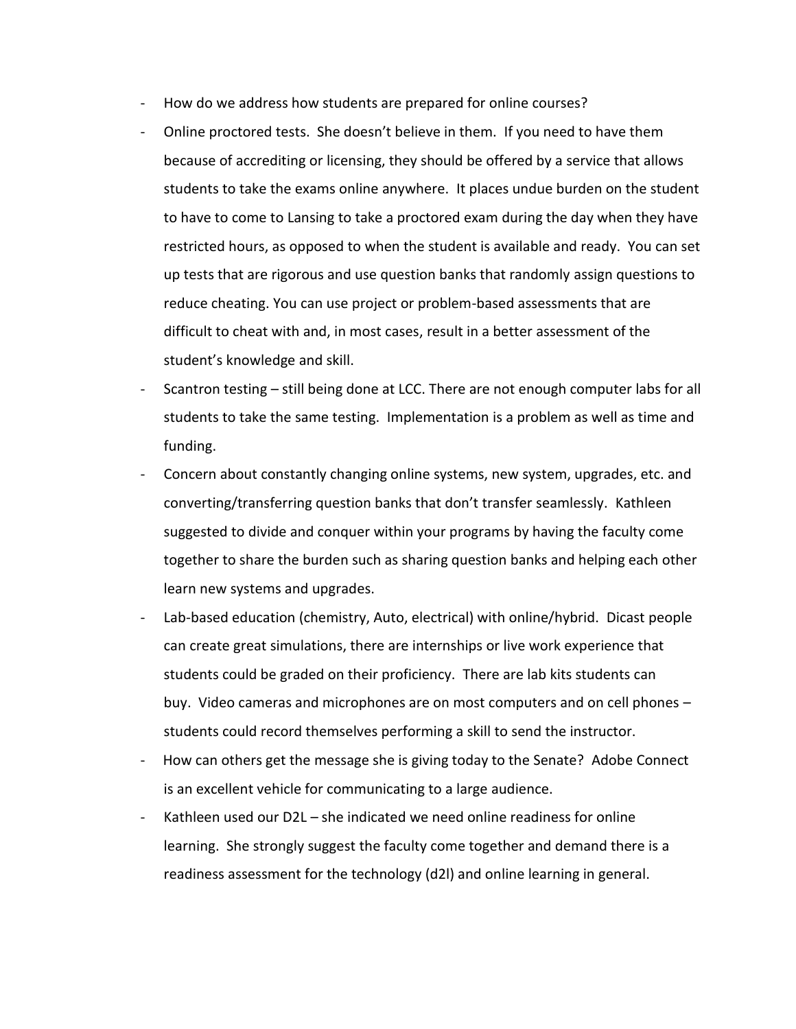- How do we address how students are prepared for online courses?
- Online proctored tests. She doesn't believe in them. If you need to have them because of accrediting or licensing, they should be offered by a service that allows students to take the exams online anywhere. It places undue burden on the student to have to come to Lansing to take a proctored exam during the day when they have restricted hours, as opposed to when the student is available and ready. You can set up tests that are rigorous and use question banks that randomly assign questions to reduce cheating. You can use project or problem-based assessments that are difficult to cheat with and, in most cases, result in a better assessment of the student's knowledge and skill.
- Scantron testing – still being done at LCC. There are not enough computer labs for all students to take the same testing. Implementation is a problem as well as time and funding.
- Concern about constantly changing online systems, new system, upgrades, etc. and converting/transferring question banks that don't transfer seamlessly. Kathleen suggested to divide and conquer within your programs by having the faculty come together to share the burden such as sharing question banks and helping each other learn new systems and upgrades.
- Lab-based education (chemistry, Auto, electrical) with online/hybrid. Dicast people can create great simulations, there are internships or live work experience that students could be graded on their proficiency. There are lab kits students can buy. Video cameras and microphones are on most computers and on cell phones – students could record themselves performing a skill to send the instructor.
- How can others get the message she is giving today to the Senate? Adobe Connect is an excellent vehicle for communicating to a large audience.
- Kathleen used our D2L – she indicated we need online readiness for online learning. She strongly suggest the faculty come together and demand there is a readiness assessment for the technology (d2l) and online learning in general.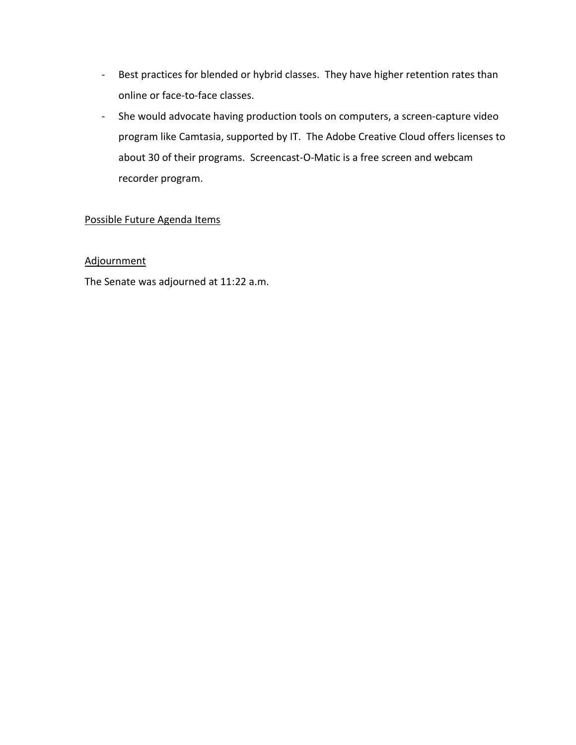- Best practices for blended or hybrid classes. They have higher retention rates than online or face-to-face classes.
- She would advocate having production tools on computers, a screen-capture video program like Camtasia, supported by IT. The Adobe Creative Cloud offers licenses to about 30 of their programs. Screencast-O-Matic is a free screen and webcam recorder program.

<u>Possible Future Agenda Items</u>

<u>Adjournment</u>

The Senate was adjourned at 11:22 a.m.